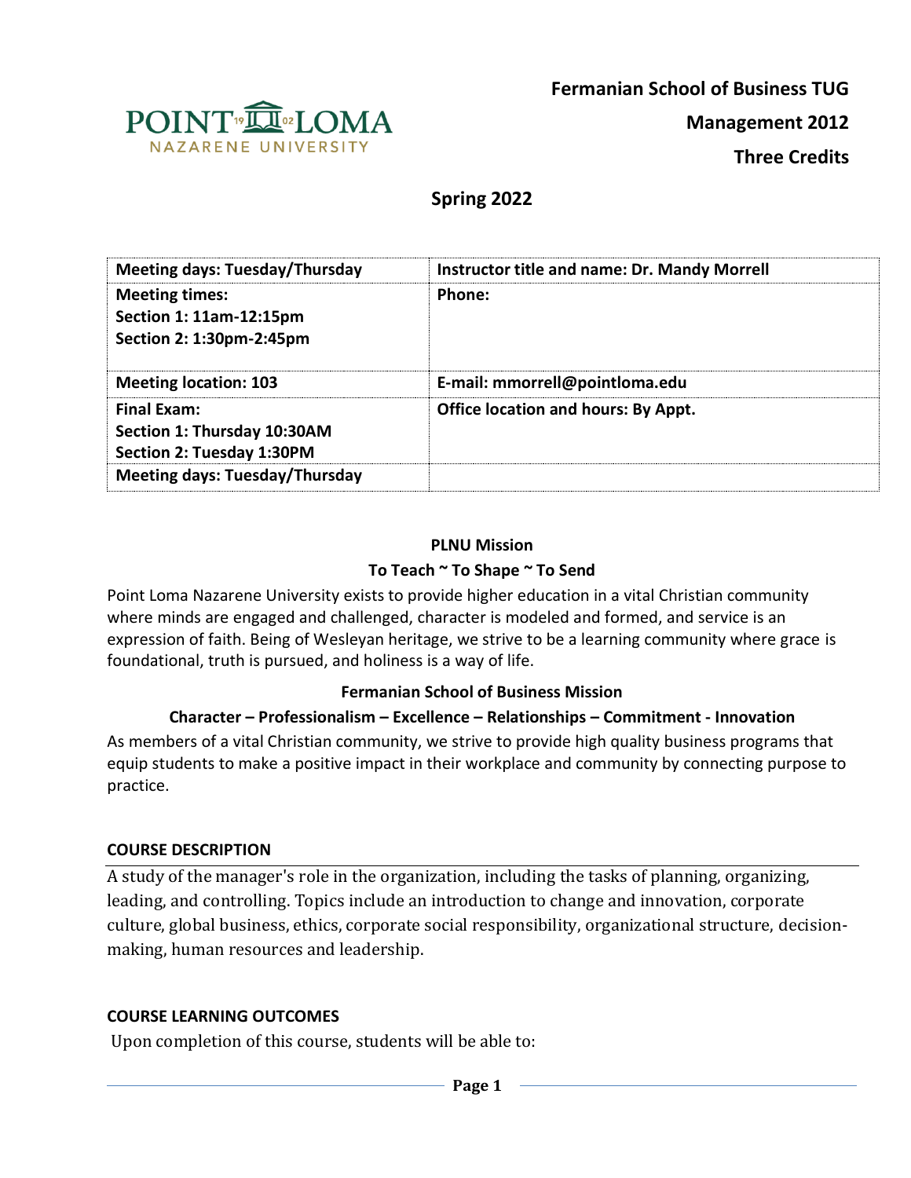**Fermanian School of Business TUG**

**Management 2012**

**Three Credits**

## Spring 2022

| Meeting days: Tuesday/Thursday | Instructor title and name: Dr. Mandy Morrell |
|---|---|
| Meeting times:<br>Section 1: 11am-12:15pm<br>Section 2: 1:30pm-2:45pm | Phone: |
| Meeting location: 103 | E-mail: mmorrell@pointloma.edu |
| Final Exam:<br>Section 1: Thursday 10:30AM<br>Section 2: Tuesday 1:30PM | Office location and hours: By Appt. |
| Meeting days: Tuesday/Thursday | |

### PLNU Mission

**To Teach ~ To Shape ~ To Send**

Point Loma Nazarene University exists to provide higher education in a vital Christian community where minds are engaged and challenged, character is modeled and formed, and service is an expression of faith. Being of Wesleyan heritage, we strive to be a learning community where grace is foundational, truth is pursued, and holiness is a way of life.

### Fermanian School of Business Mission

**Character – Professionalism – Excellence – Relationships – Commitment - Innovation**

As members of a vital Christian community, we strive to provide high quality business programs that equip students to make a positive impact in their workplace and community by connecting purpose to practice.

### COURSE DESCRIPTION

A study of the manager's role in the organization, including the tasks of planning, organizing, leading, and controlling. Topics include an introduction to change and innovation, corporate culture, global business, ethics, corporate social responsibility, organizational structure, decision-making, human resources and leadership.

### COURSE LEARNING OUTCOMES

Upon completion of this course, students will be able to: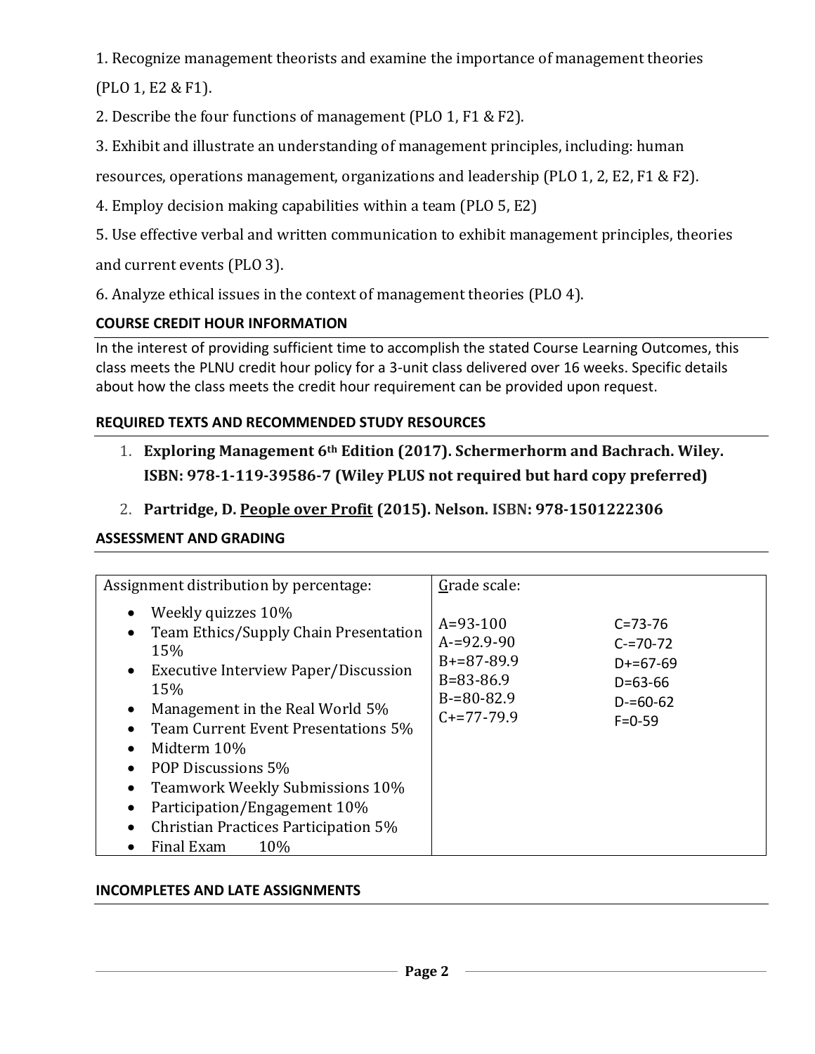1. Recognize management theorists and examine the importance of management theories (PLO 1, E2 & F1).

2. Describe the four functions of management (PLO 1, F1 & F2).

3. Exhibit and illustrate an understanding of management principles, including: human resources, operations management, organizations and leadership (PLO 1, 2, E2, F1 & F2).

4. Employ decision making capabilities within a team (PLO 5, E2)

5. Use effective verbal and written communication to exhibit management principles, theories and current events (PLO 3).

6. Analyze ethical issues in the context of management theories (PLO 4).

### COURSE CREDIT HOUR INFORMATION

In the interest of providing sufficient time to accomplish the stated Course Learning Outcomes, this class meets the PLNU credit hour policy for a 3-unit class delivered over 16 weeks. Specific details about how the class meets the credit hour requirement can be provided upon request.

### REQUIRED TEXTS AND RECOMMENDED STUDY RESOURCES

1. **Exploring Management 6th Edition (2017). Schermerhorm and Bachrach. Wiley. ISBN: 978-1-119-39586-7 (Wiley PLUS not required but hard copy preferred)**
2. **Partridge, D. People over Profit (2015). Nelson. ISBN: 978-1501222306**

### ASSESSMENT AND GRADING

| Assignment distribution by percentage: | Grade scale: | |
|---|---|---|
| • Weekly quizzes 10%<br>• Team Ethics/Supply Chain Presentation 15%<br>• Executive Interview Paper/Discussion 15%<br>• Management in the Real World 5%<br>• Team Current Event Presentations 5%<br>• Midterm 10%<br>• POP Discussions 5%<br>• Teamwork Weekly Submissions 10%<br>• Participation/Engagement 10%<br>• Christian Practices Participation 5%<br>• Final Exam 10% | A=93-100<br>A-=92.9-90<br>B+=87-89.9<br>B=83-86.9<br>B-=80-82.9<br>C+=77-79.9 | C=73-76<br>C-=70-72<br>D+=67-69<br>D=63-66<br>D-=60-62<br>F=0-59 |

### INCOMPLETES AND LATE ASSIGNMENTS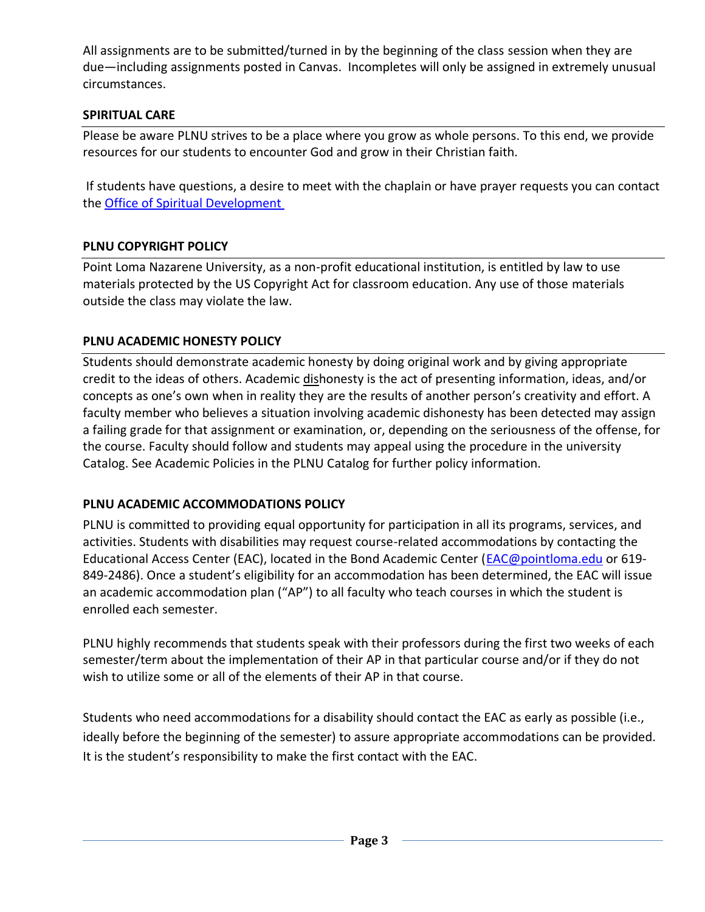All assignments are to be submitted/turned in by the beginning of the class session when they are due—including assignments posted in Canvas. Incompletes will only be assigned in extremely unusual circumstances.

### SPIRITUAL CARE

Please be aware PLNU strives to be a place where you grow as whole persons. To this end, we provide resources for our students to encounter God and grow in their Christian faith.

If students have questions, a desire to meet with the chaplain or have prayer requests you can contact the Office of Spiritual Development

### PLNU COPYRIGHT POLICY

Point Loma Nazarene University, as a non-profit educational institution, is entitled by law to use materials protected by the US Copyright Act for classroom education. Any use of those materials outside the class may violate the law.

### PLNU ACADEMIC HONESTY POLICY

Students should demonstrate academic honesty by doing original work and by giving appropriate credit to the ideas of others. Academic dishonesty is the act of presenting information, ideas, and/or concepts as one's own when in reality they are the results of another person's creativity and effort. A faculty member who believes a situation involving academic dishonesty has been detected may assign a failing grade for that assignment or examination, or, depending on the seriousness of the offense, for the course. Faculty should follow and students may appeal using the procedure in the university Catalog. See Academic Policies in the PLNU Catalog for further policy information.

### PLNU ACADEMIC ACCOMMODATIONS POLICY

PLNU is committed to providing equal opportunity for participation in all its programs, services, and activities. Students with disabilities may request course-related accommodations by contacting the Educational Access Center (EAC), located in the Bond Academic Center (EAC@pointloma.edu or 619-849-2486). Once a student's eligibility for an accommodation has been determined, the EAC will issue an academic accommodation plan ("AP") to all faculty who teach courses in which the student is enrolled each semester.

PLNU highly recommends that students speak with their professors during the first two weeks of each semester/term about the implementation of their AP in that particular course and/or if they do not wish to utilize some or all of the elements of their AP in that course.

Students who need accommodations for a disability should contact the EAC as early as possible (i.e., ideally before the beginning of the semester) to assure appropriate accommodations can be provided. It is the student's responsibility to make the first contact with the EAC.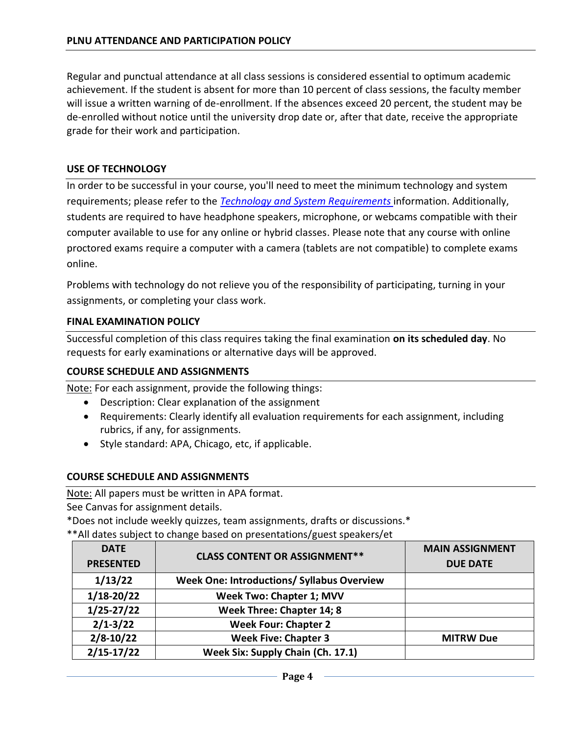## PLNU ATTENDANCE AND PARTICIPATION POLICY

Regular and punctual attendance at all class sessions is considered essential to optimum academic achievement. If the student is absent for more than 10 percent of class sessions, the faculty member will issue a written warning of de-enrollment. If the absences exceed 20 percent, the student may be de-enrolled without notice until the university drop date or, after that date, receive the appropriate grade for their work and participation.

## USE OF TECHNOLOGY

In order to be successful in your course, you'll need to meet the minimum technology and system requirements; please refer to the *Technology and System Requirements* information. Additionally, students are required to have headphone speakers, microphone, or webcams compatible with their computer available to use for any online or hybrid classes. Please note that any course with online proctored exams require a computer with a camera (tablets are not compatible) to complete exams online.

Problems with technology do not relieve you of the responsibility of participating, turning in your assignments, or completing your class work.

## FINAL EXAMINATION POLICY

Successful completion of this class requires taking the final examination **on its scheduled day**. No requests for early examinations or alternative days will be approved.

## COURSE SCHEDULE AND ASSIGNMENTS

Note: For each assignment, provide the following things:

- Description: Clear explanation of the assignment
- Requirements: Clearly identify all evaluation requirements for each assignment, including rubrics, if any, for assignments.
- Style standard: APA, Chicago, etc, if applicable.

## COURSE SCHEDULE AND ASSIGNMENTS

Note: All papers must be written in APA format.
See Canvas for assignment details.
*Does not include weekly quizzes, team assignments, drafts or discussions.*
**All dates subject to change based on presentations/guest speakers/et

| DATE PRESENTED | CLASS CONTENT OR ASSIGNMENT** | MAIN ASSIGNMENT DUE DATE |
|---|---|---|
| 1/13/22 | Week One: Introductions/ Syllabus Overview | |
| 1/18-20/22 | Week Two: Chapter 1; MVV | |
| 1/25-27/22 | Week Three: Chapter 14; 8 | |
| 2/1-3/22 | Week Four: Chapter 2 | |
| 2/8-10/22 | Week Five: Chapter 3 | MITRW Due |
| 2/15-17/22 | Week Six: Supply Chain (Ch. 17.1) | |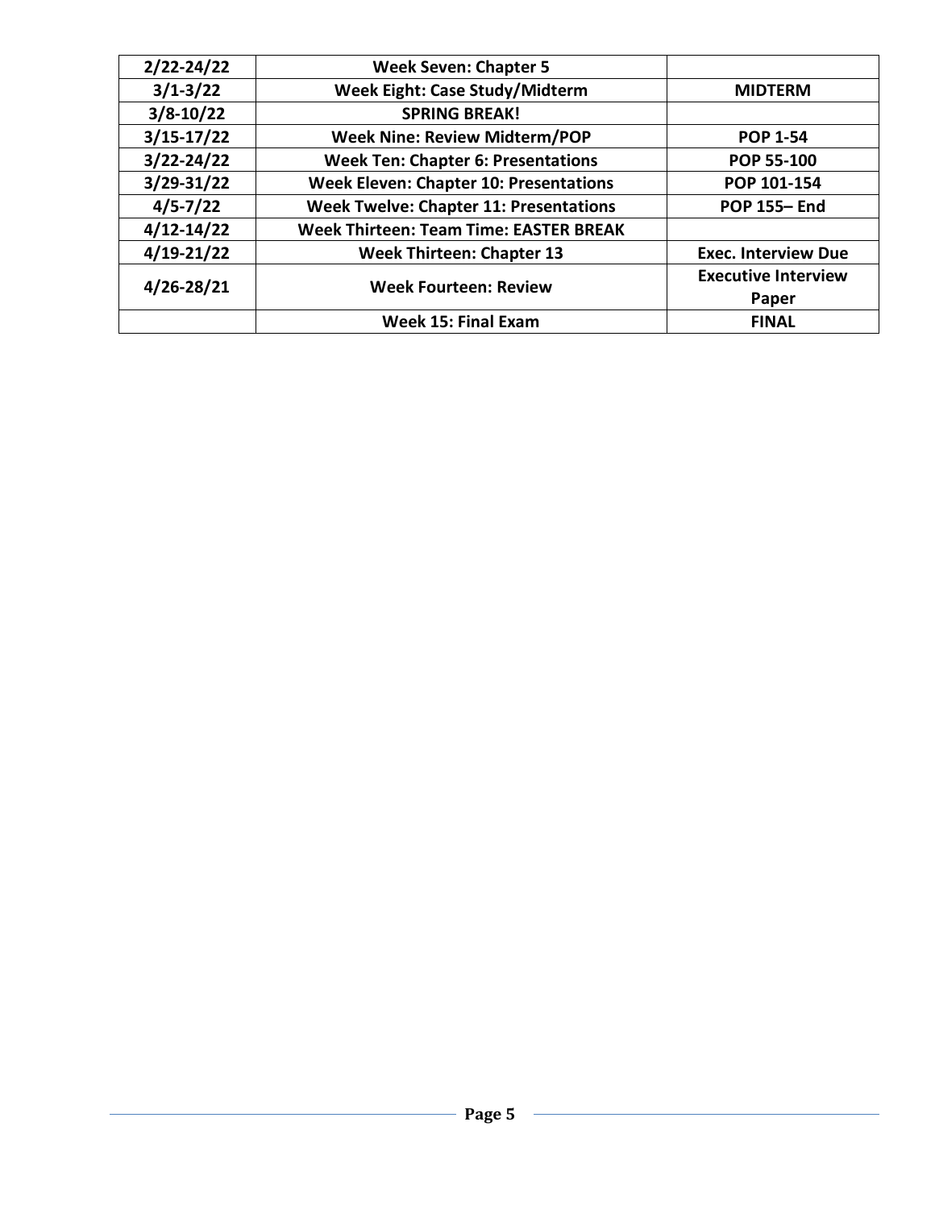| | | |
|---|---|---|
| **2/22-24/22** | **Week Seven: Chapter 5** | |
| **3/1-3/22** | **Week Eight: Case Study/Midterm** | **MIDTERM** |
| **3/8-10/22** | **SPRING BREAK!** | |
| **3/15-17/22** | **Week Nine: Review Midterm/POP** | **POP 1-54** |
| **3/22-24/22** | **Week Ten: Chapter 6: Presentations** | **POP 55-100** |
| **3/29-31/22** | **Week Eleven: Chapter 10: Presentations** | **POP 101-154** |
| **4/5-7/22** | **Week Twelve: Chapter 11: Presentations** | **POP 155– End** |
| **4/12-14/22** | **Week Thirteen: Team Time: EASTER BREAK** | |
| **4/19-21/22** | **Week Thirteen: Chapter 13** | **Exec. Interview Due** |
| **4/26-28/21** | **Week Fourteen: Review** | **Executive Interview Paper** |
| | **Week 15: Final Exam** | **FINAL** |